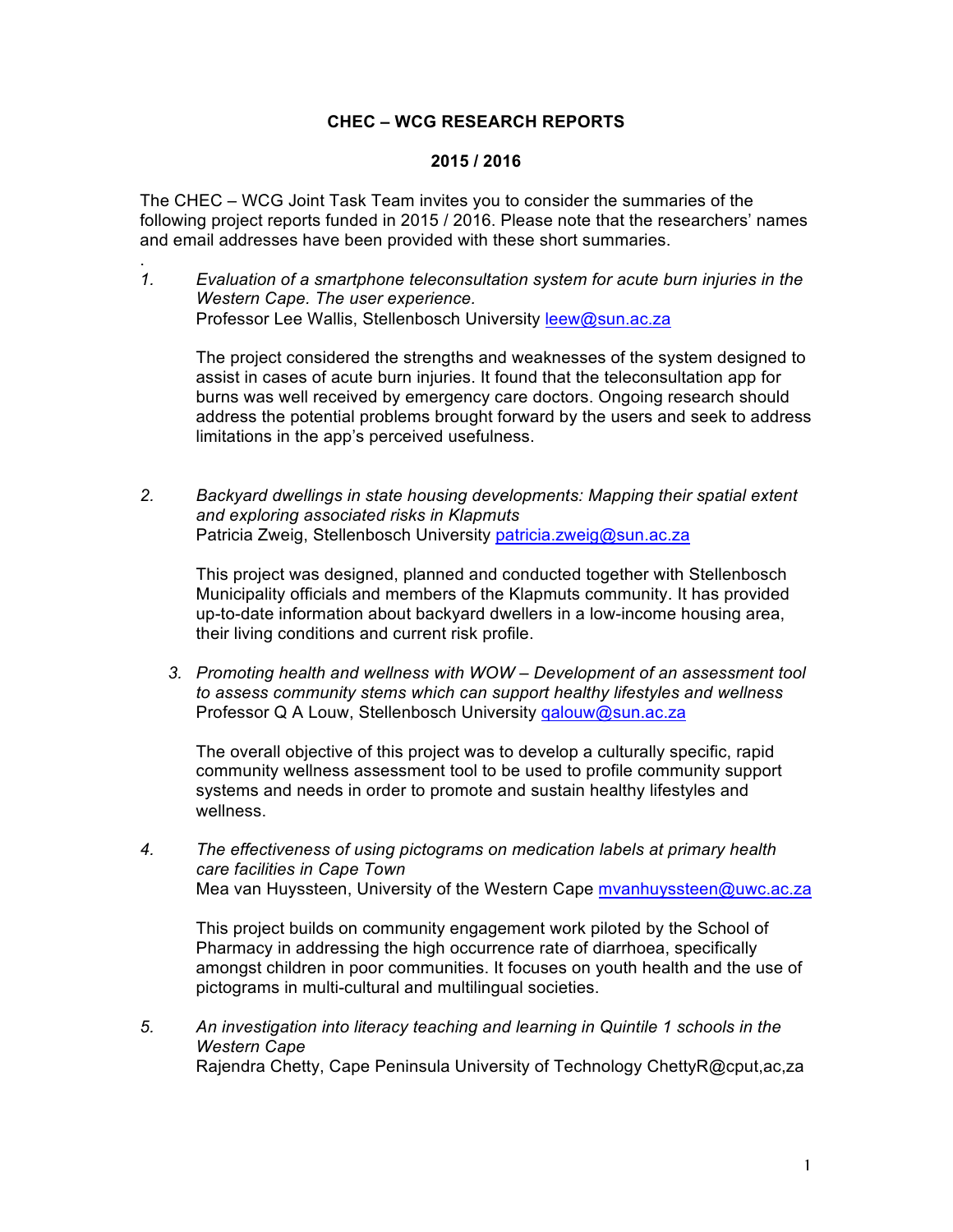**CHEC – WCG RESEARCH REPORTS**

**2015 / 2016**

The CHEC – WCG Joint Task Team invites you to consider the summaries of the following project reports funded in 2015 / 2016. Please note that the researchers' names and email addresses have been provided with these short summaries.

.

1. *Evaluation of a smartphone teleconsultation system for acute burn injuries in the Western Cape. The user experience.*
   Professor Lee Wallis, Stellenbosch University leew@sun.ac.za

   The project considered the strengths and weaknesses of the system designed to assist in cases of acute burn injuries. It found that the teleconsultation app for burns was well received by emergency care doctors. Ongoing research should address the potential problems brought forward by the users and seek to address limitations in the app's perceived usefulness.

2. *Backyard dwellings in state housing developments: Mapping their spatial extent and exploring associated risks in Klapmuts*
   Patricia Zweig, Stellenbosch University patricia.zweig@sun.ac.za

   This project was designed, planned and conducted together with Stellenbosch Municipality officials and members of the Klapmuts community. It has provided up-to-date information about backyard dwellers in a low-income housing area, their living conditions and current risk profile.

3. *Promoting health and wellness with WOW – Development of an assessment tool to assess community stems which can support healthy lifestyles and wellness*
   Professor Q A Louw, Stellenbosch University qalouw@sun.ac.za

   The overall objective of this project was to develop a culturally specific, rapid community wellness assessment tool to be used to profile community support systems and needs in order to promote and sustain healthy lifestyles and wellness.

4. *The effectiveness of using pictograms on medication labels at primary health care facilities in Cape Town*
   Mea van Huyssteen, University of the Western Cape mvanhuyssteen@uwc.ac.za

   This project builds on community engagement work piloted by the School of Pharmacy in addressing the high occurrence rate of diarrhoea, specifically amongst children in poor communities. It focuses on youth health and the use of pictograms in multi-cultural and multilingual societies.

5. *An investigation into literacy teaching and learning in Quintile 1 schools in the Western Cape*
   Rajendra Chetty, Cape Peninsula University of Technology ChettyR@cput,ac,za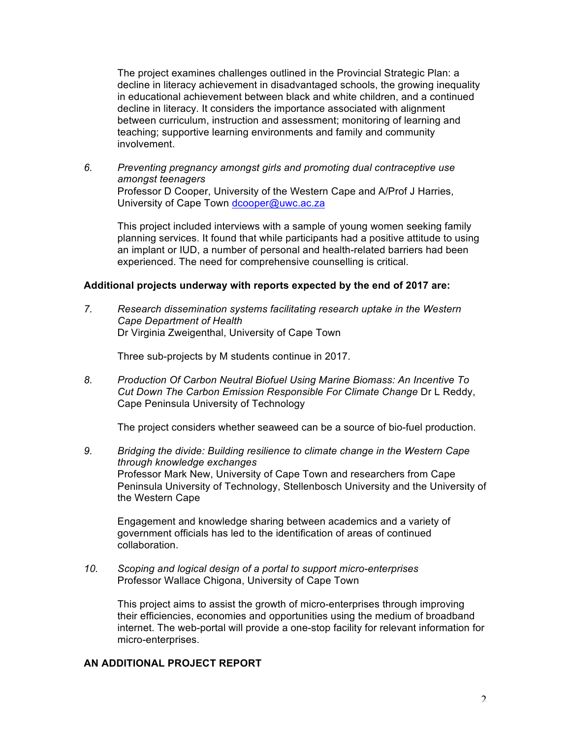The project examines challenges outlined in the Provincial Strategic Plan: a decline in literacy achievement in disadvantaged schools, the growing inequality in educational achievement between black and white children, and a continued decline in literacy. It considers the importance associated with alignment between curriculum, instruction and assessment; monitoring of learning and teaching; supportive learning environments and family and community involvement.

6. *Preventing pregnancy amongst girls and promoting dual contraceptive use amongst teenagers*
   Professor D Cooper, University of the Western Cape and A/Prof J Harries, University of Cape Town dcooper@uwc.ac.za

   This project included interviews with a sample of young women seeking family planning services. It found that while participants had a positive attitude to using an implant or IUD, a number of personal and health-related barriers had been experienced. The need for comprehensive counselling is critical.

**Additional projects underway with reports expected by the end of 2017 are:**

7. *Research dissemination systems facilitating research uptake in the Western Cape Department of Health*
   Dr Virginia Zweigenthal, University of Cape Town

   Three sub-projects by M students continue in 2017.

8. *Production Of Carbon Neutral Biofuel Using Marine Biomass: An Incentive To Cut Down The Carbon Emission Responsible For Climate Change* Dr L Reddy, Cape Peninsula University of Technology

   The project considers whether seaweed can be a source of bio-fuel production.

9. *Bridging the divide: Building resilience to climate change in the Western Cape through knowledge exchanges*
   Professor Mark New, University of Cape Town and researchers from Cape Peninsula University of Technology, Stellenbosch University and the University of the Western Cape

   Engagement and knowledge sharing between academics and a variety of government officials has led to the identification of areas of continued collaboration.

10. *Scoping and logical design of a portal to support micro-enterprises*
    Professor Wallace Chigona, University of Cape Town

    This project aims to assist the growth of micro-enterprises through improving their efficiencies, economies and opportunities using the medium of broadband internet. The web-portal will provide a one-stop facility for relevant information for micro-enterprises.

**AN ADDITIONAL PROJECT REPORT**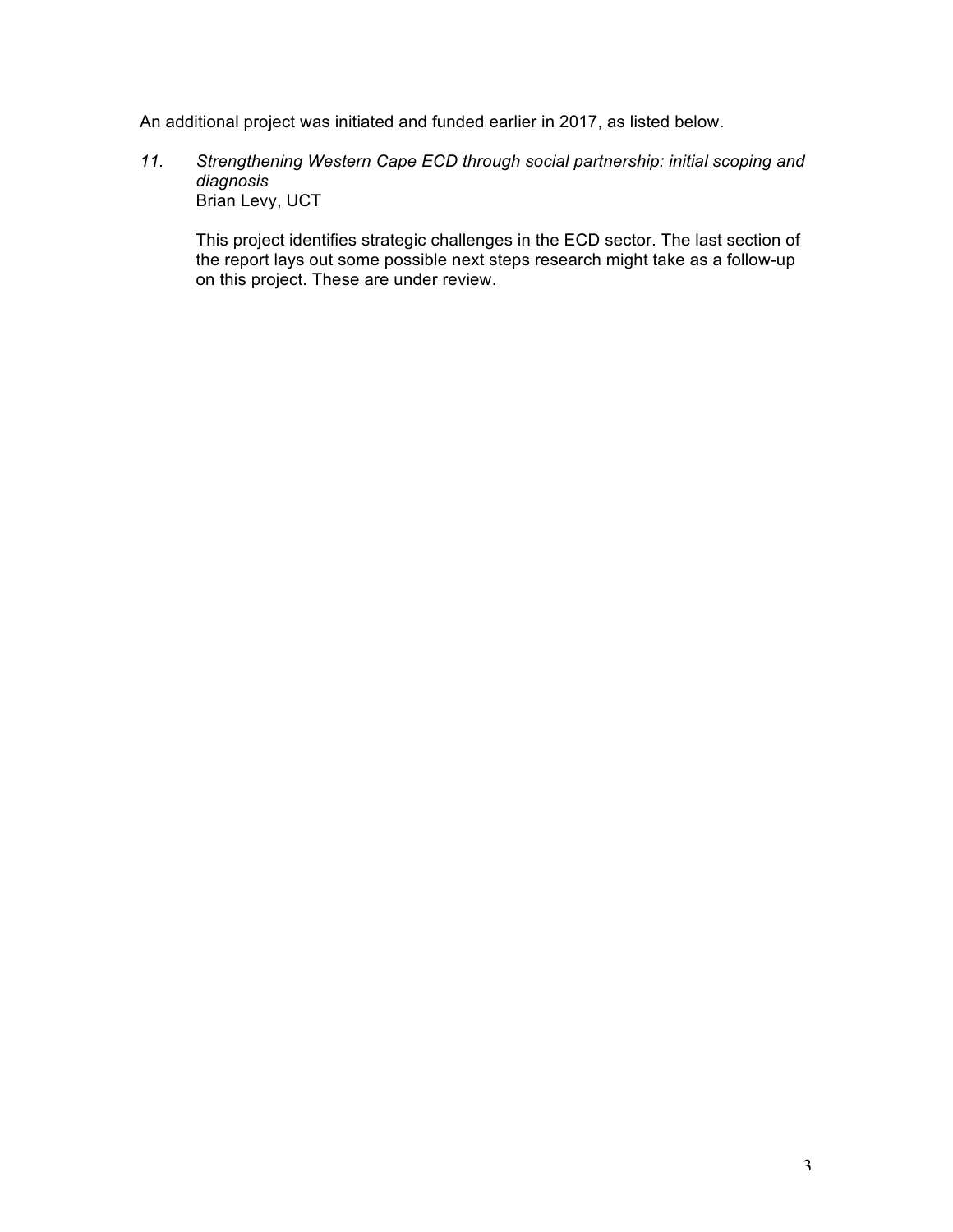An additional project was initiated and funded earlier in 2017, as listed below.

11. *Strengthening Western Cape ECD through social partnership: initial scoping and diagnosis*
    Brian Levy, UCT

    This project identifies strategic challenges in the ECD sector. The last section of the report lays out some possible next steps research might take as a follow-up on this project. These are under review.